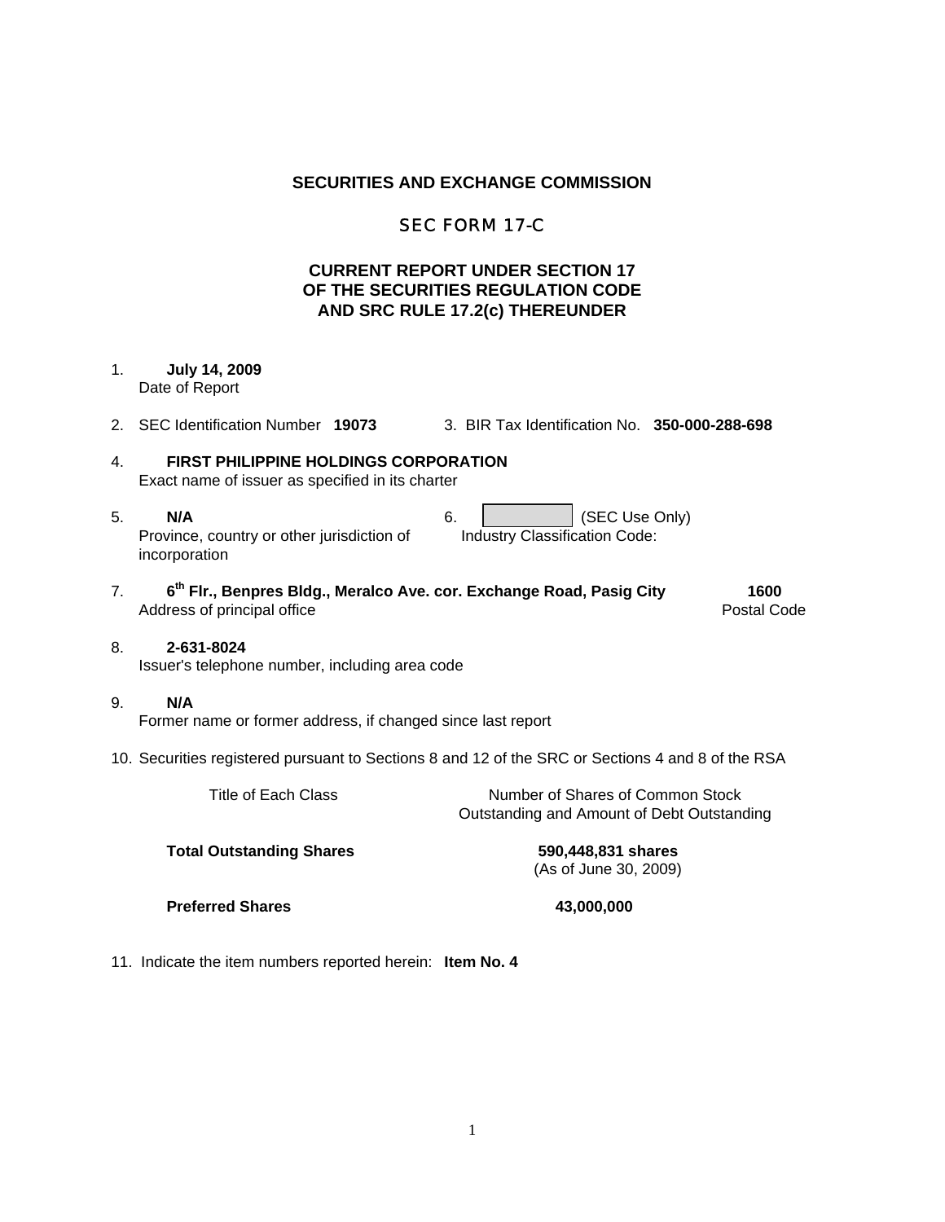**SECURITIES AND EXCHANGE COMMISSION**

SEC FORM 17-C

**CURRENT REPORT UNDER SECTION 17**
**OF THE SECURITIES REGULATION CODE**
**AND SRC RULE 17.2(c) THEREUNDER**

1. **July 14, 2009**
   Date of Report

2. SEC Identification Number **19073** 3. BIR Tax Identification No. **350-000-288-698**

4. **FIRST PHILIPPINE HOLDINGS CORPORATION**
   Exact name of issuer as specified in its charter

5. **N/A**
   Province, country or other jurisdiction of incorporation

6. (SEC Use Only)
   Industry Classification Code:

7. **6th Flr., Benpres Bldg., Meralco Ave. cor. Exchange Road, Pasig City** **1600**
   Address of principal office Postal Code

8. **2-631-8024**
   Issuer's telephone number, including area code

9. **N/A**
   Former name or former address, if changed since last report

10. Securities registered pursuant to Sections 8 and 12 of the SRC or Sections 4 and 8 of the RSA

| Title of Each Class | Number of Shares of Common Stock Outstanding and Amount of Debt Outstanding |
|---|---|
| **Total Outstanding Shares** | **590,448,831 shares** (As of June 30, 2009) |
| **Preferred Shares** | **43,000,000** |

11. Indicate the item numbers reported herein: **Item No. 4**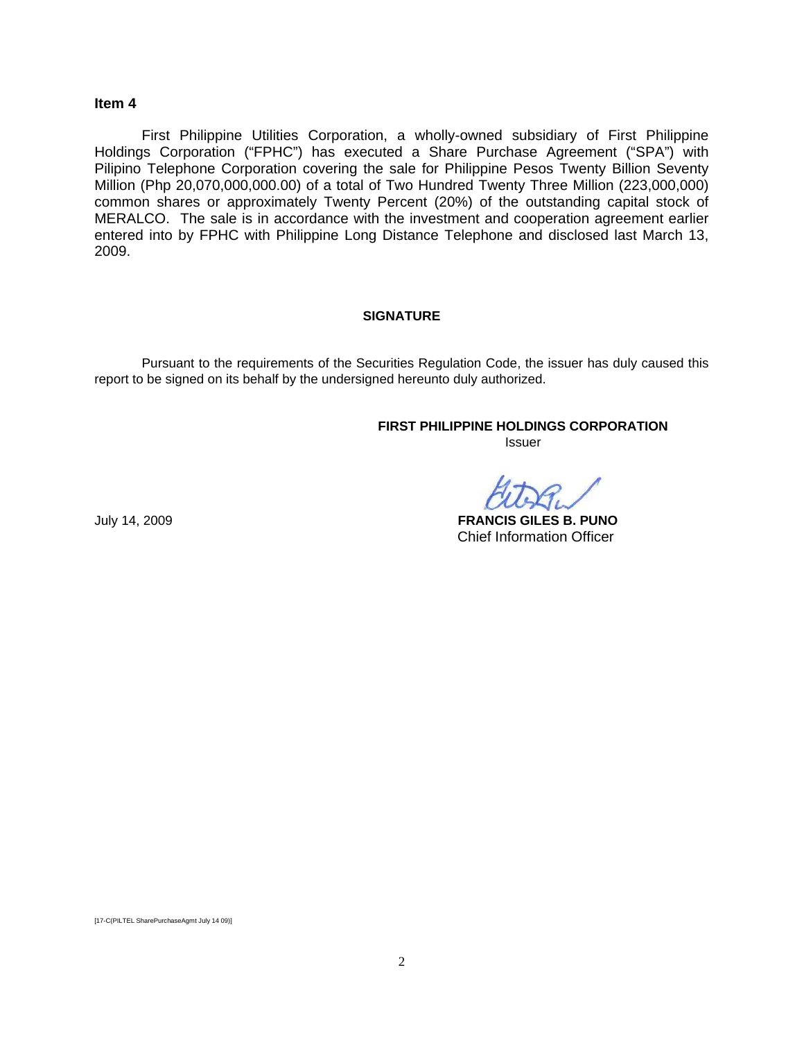**Item 4**

First Philippine Utilities Corporation, a wholly-owned subsidiary of First Philippine Holdings Corporation ("FPHC") has executed a Share Purchase Agreement ("SPA") with Pilipino Telephone Corporation covering the sale for Philippine Pesos Twenty Billion Seventy Million (Php 20,070,000,000.00) of a total of Two Hundred Twenty Three Million (223,000,000) common shares or approximately Twenty Percent (20%) of the outstanding capital stock of MERALCO. The sale is in accordance with the investment and cooperation agreement earlier entered into by FPHC with Philippine Long Distance Telephone and disclosed last March 13, 2009.

**SIGNATURE**

Pursuant to the requirements of the Securities Regulation Code, the issuer has duly caused this report to be signed on its behalf by the undersigned hereunto duly authorized.

**FIRST PHILIPPINE HOLDINGS CORPORATION**
Issuer

July 14, 2009

**FRANCIS GILES B. PUNO**
Chief Information Officer

[17-C(PILTEL SharePurchaseAgmt July 14 09)]